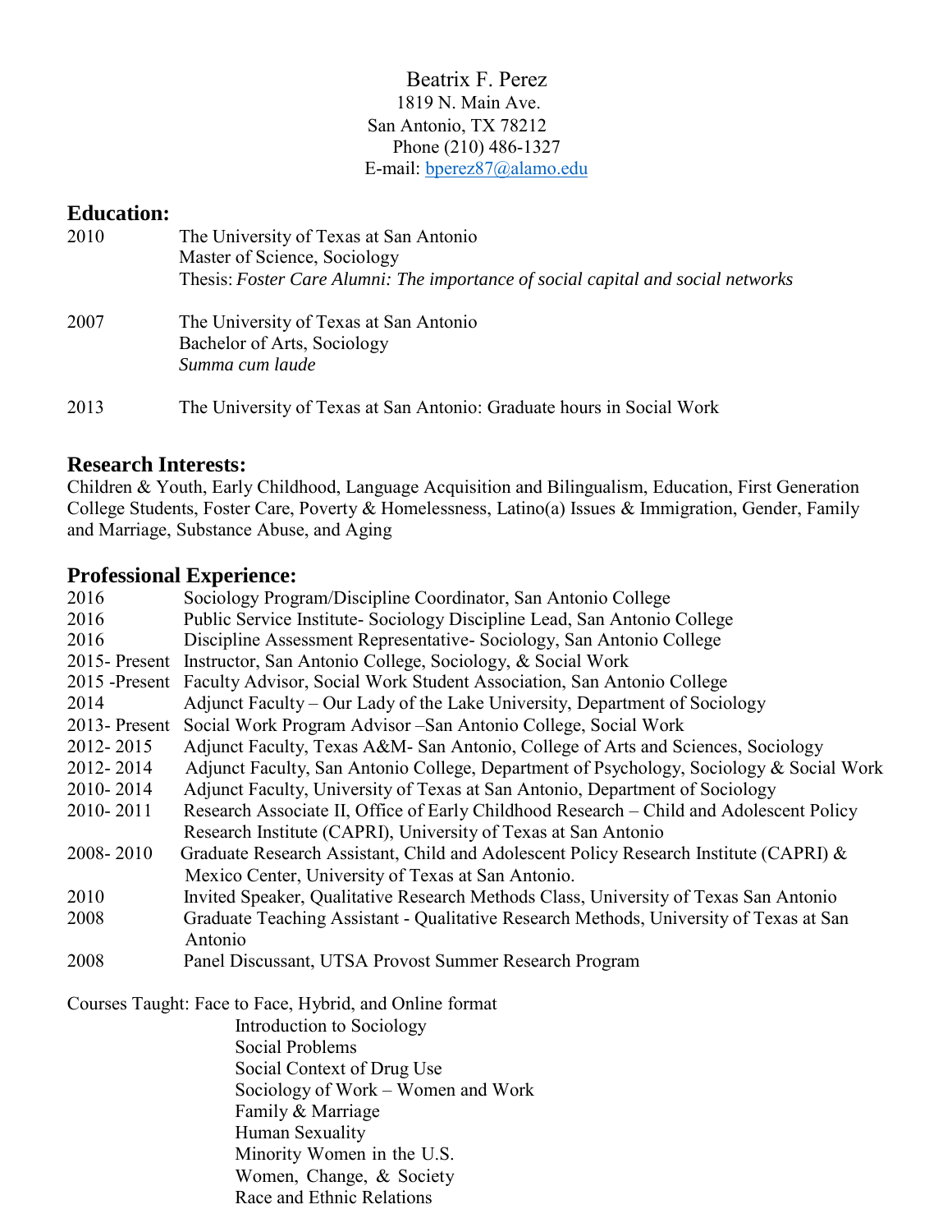# Beatrix F. Perez

1819 N. Main Ave.
San Antonio, TX 78212
Phone (210) 486-1327
E-mail: bperez87@alamo.edu

## Education:

2010 The University of Texas at San Antonio
Master of Science, Sociology
Thesis: *Foster Care Alumni: The importance of social capital and social networks*

2007 The University of Texas at San Antonio
Bachelor of Arts, Sociology
*Summa cum laude*

2013 The University of Texas at San Antonio: Graduate hours in Social Work

## Research Interests:

Children & Youth, Early Childhood, Language Acquisition and Bilingualism, Education, First Generation College Students, Foster Care, Poverty & Homelessness, Latino(a) Issues & Immigration, Gender, Family and Marriage, Substance Abuse, and Aging

## Professional Experience:

2016 Sociology Program/Discipline Coordinator, San Antonio College
2016 Public Service Institute- Sociology Discipline Lead, San Antonio College
2016 Discipline Assessment Representative- Sociology, San Antonio College
2015- Present Instructor, San Antonio College, Sociology, & Social Work
2015 -Present Faculty Advisor, Social Work Student Association, San Antonio College
2014 Adjunct Faculty – Our Lady of the Lake University, Department of Sociology
2013- Present Social Work Program Advisor –San Antonio College, Social Work
2012- 2015 Adjunct Faculty, Texas A&M- San Antonio, College of Arts and Sciences, Sociology
2012- 2014 Adjunct Faculty, San Antonio College, Department of Psychology, Sociology & Social Work
2010- 2014 Adjunct Faculty, University of Texas at San Antonio, Department of Sociology
2010- 2011 Research Associate II, Office of Early Childhood Research – Child and Adolescent Policy Research Institute (CAPRI), University of Texas at San Antonio
2008- 2010 Graduate Research Assistant, Child and Adolescent Policy Research Institute (CAPRI) & Mexico Center, University of Texas at San Antonio.
2010 Invited Speaker, Qualitative Research Methods Class, University of Texas San Antonio
2008 Graduate Teaching Assistant - Qualitative Research Methods, University of Texas at San Antonio
2008 Panel Discussant, UTSA Provost Summer Research Program

Courses Taught: Face to Face, Hybrid, and Online format

- Introduction to Sociology
- Social Problems
- Social Context of Drug Use
- Sociology of Work – Women and Work
- Family & Marriage
- Human Sexuality
- Minority Women in the U.S.
- Women, Change, & Society
- Race and Ethnic Relations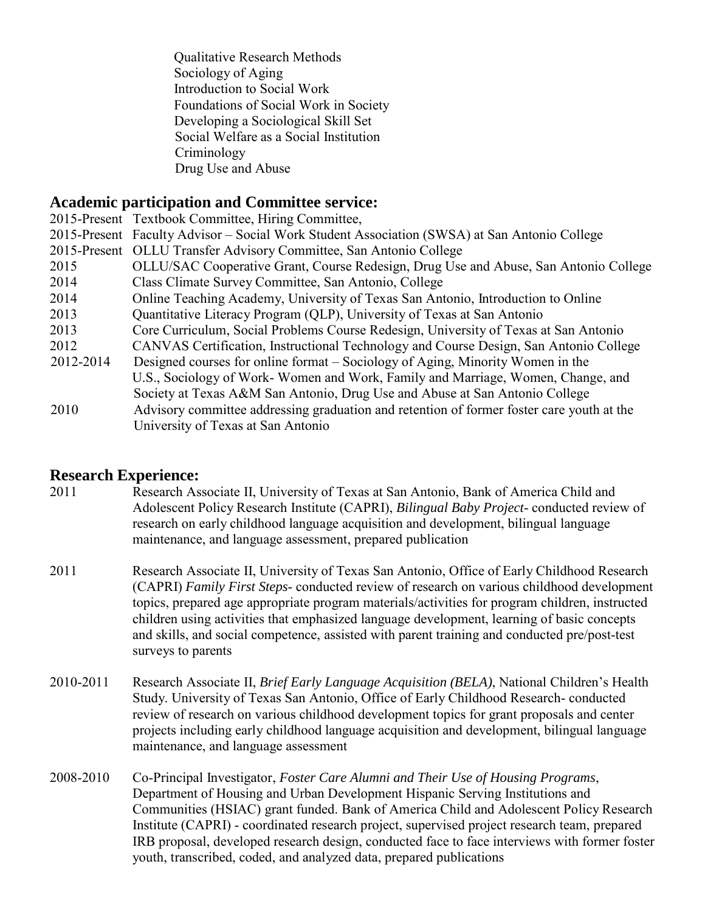Qualitative Research Methods
Sociology of Aging
Introduction to Social Work
Foundations of Social Work in Society
Developing a Sociological Skill Set
Social Welfare as a Social Institution
Criminology
Drug Use and Abuse

## Academic participation and Committee service:

2015-Present Textbook Committee, Hiring Committee,

2015-Present Faculty Advisor – Social Work Student Association (SWSA) at San Antonio College

2015-Present OLLU Transfer Advisory Committee, San Antonio College

2015 OLLU/SAC Cooperative Grant, Course Redesign, Drug Use and Abuse, San Antonio College

2014 Class Climate Survey Committee, San Antonio, College

2014 Online Teaching Academy, University of Texas San Antonio, Introduction to Online

2013 Quantitative Literacy Program (QLP), University of Texas at San Antonio

2013 Core Curriculum, Social Problems Course Redesign, University of Texas at San Antonio

2012 CANVAS Certification, Instructional Technology and Course Design, San Antonio College

2012-2014 Designed courses for online format – Sociology of Aging, Minority Women in the U.S., Sociology of Work- Women and Work, Family and Marriage, Women, Change, and Society at Texas A&M San Antonio, Drug Use and Abuse at San Antonio College

2010 Advisory committee addressing graduation and retention of former foster care youth at the University of Texas at San Antonio

## Research Experience:

2011 Research Associate II, University of Texas at San Antonio, Bank of America Child and Adolescent Policy Research Institute (CAPRI), *Bilingual Baby Project*- conducted review of research on early childhood language acquisition and development, bilingual language maintenance, and language assessment, prepared publication

2011 Research Associate II, University of Texas San Antonio, Office of Early Childhood Research (CAPRI) *Family First Steps*- conducted review of research on various childhood development topics, prepared age appropriate program materials/activities for program children, instructed children using activities that emphasized language development, learning of basic concepts and skills, and social competence, assisted with parent training and conducted pre/post-test surveys to parents

2010-2011 Research Associate II, *Brief Early Language Acquisition (BELA)*, National Children's Health Study. University of Texas San Antonio, Office of Early Childhood Research- conducted review of research on various childhood development topics for grant proposals and center projects including early childhood language acquisition and development, bilingual language maintenance, and language assessment

2008-2010 Co-Principal Investigator, *Foster Care Alumni and Their Use of Housing Programs*, Department of Housing and Urban Development Hispanic Serving Institutions and Communities (HSIAC) grant funded. Bank of America Child and Adolescent Policy Research Institute (CAPRI) - coordinated research project, supervised project research team, prepared IRB proposal, developed research design, conducted face to face interviews with former foster youth, transcribed, coded, and analyzed data, prepared publications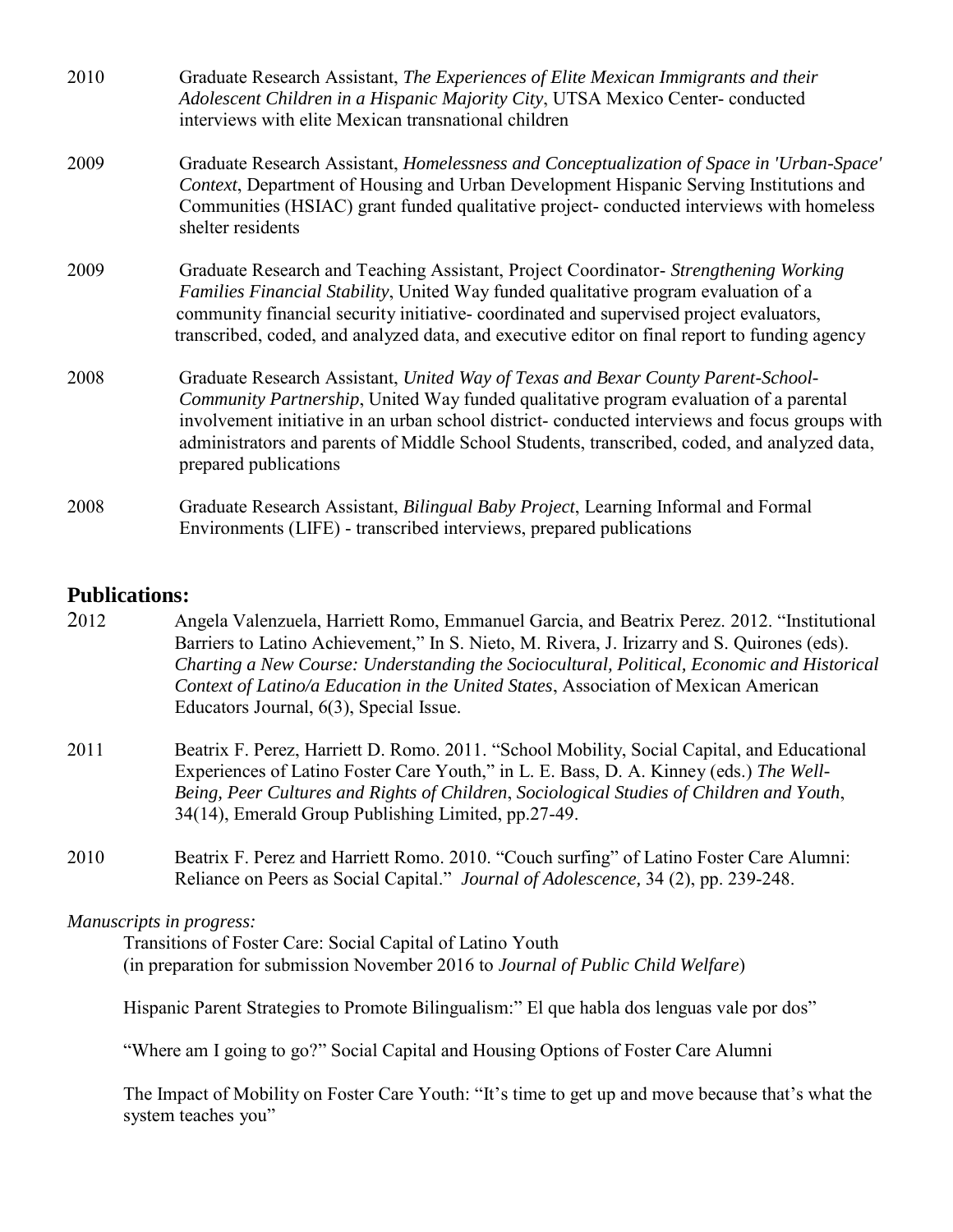2010 Graduate Research Assistant, *The Experiences of Elite Mexican Immigrants and their Adolescent Children in a Hispanic Majority City*, UTSA Mexico Center- conducted interviews with elite Mexican transnational children

2009 Graduate Research Assistant, *Homelessness and Conceptualization of Space in 'Urban-Space' Context*, Department of Housing and Urban Development Hispanic Serving Institutions and Communities (HSIAC) grant funded qualitative project- conducted interviews with homeless shelter residents

2009 Graduate Research and Teaching Assistant, Project Coordinator- *Strengthening Working Families Financial Stability*, United Way funded qualitative program evaluation of a community financial security initiative- coordinated and supervised project evaluators, transcribed, coded, and analyzed data, and executive editor on final report to funding agency

2008 Graduate Research Assistant, *United Way of Texas and Bexar County Parent-School-Community Partnership*, United Way funded qualitative program evaluation of a parental involvement initiative in an urban school district- conducted interviews and focus groups with administrators and parents of Middle School Students, transcribed, coded, and analyzed data, prepared publications

2008 Graduate Research Assistant, *Bilingual Baby Project*, Learning Informal and Formal Environments (LIFE) - transcribed interviews, prepared publications

## Publications:

2012 Angela Valenzuela, Harriett Romo, Emmanuel Garcia, and Beatrix Perez. 2012. "Institutional Barriers to Latino Achievement," In S. Nieto, M. Rivera, J. Irizarry and S. Quirones (eds). *Charting a New Course: Understanding the Sociocultural, Political, Economic and Historical Context of Latino/a Education in the United States*, Association of Mexican American Educators Journal, 6(3), Special Issue.

2011 Beatrix F. Perez, Harriett D. Romo. 2011. "School Mobility, Social Capital, and Educational Experiences of Latino Foster Care Youth," in L. E. Bass, D. A. Kinney (eds.) *The Well-Being, Peer Cultures and Rights of Children*, *Sociological Studies of Children and Youth*, 34(14), Emerald Group Publishing Limited, pp.27-49.

2010 Beatrix F. Perez and Harriett Romo. 2010. "Couch surfing" of Latino Foster Care Alumni: Reliance on Peers as Social Capital." *Journal of Adolescence,* 34 (2), pp. 239-248.

*Manuscripts in progress:*

Transitions of Foster Care: Social Capital of Latino Youth (in preparation for submission November 2016 to *Journal of Public Child Welfare*)

Hispanic Parent Strategies to Promote Bilingualism:" El que habla dos lenguas vale por dos"

"Where am I going to go?" Social Capital and Housing Options of Foster Care Alumni

The Impact of Mobility on Foster Care Youth: "It's time to get up and move because that's what the system teaches you"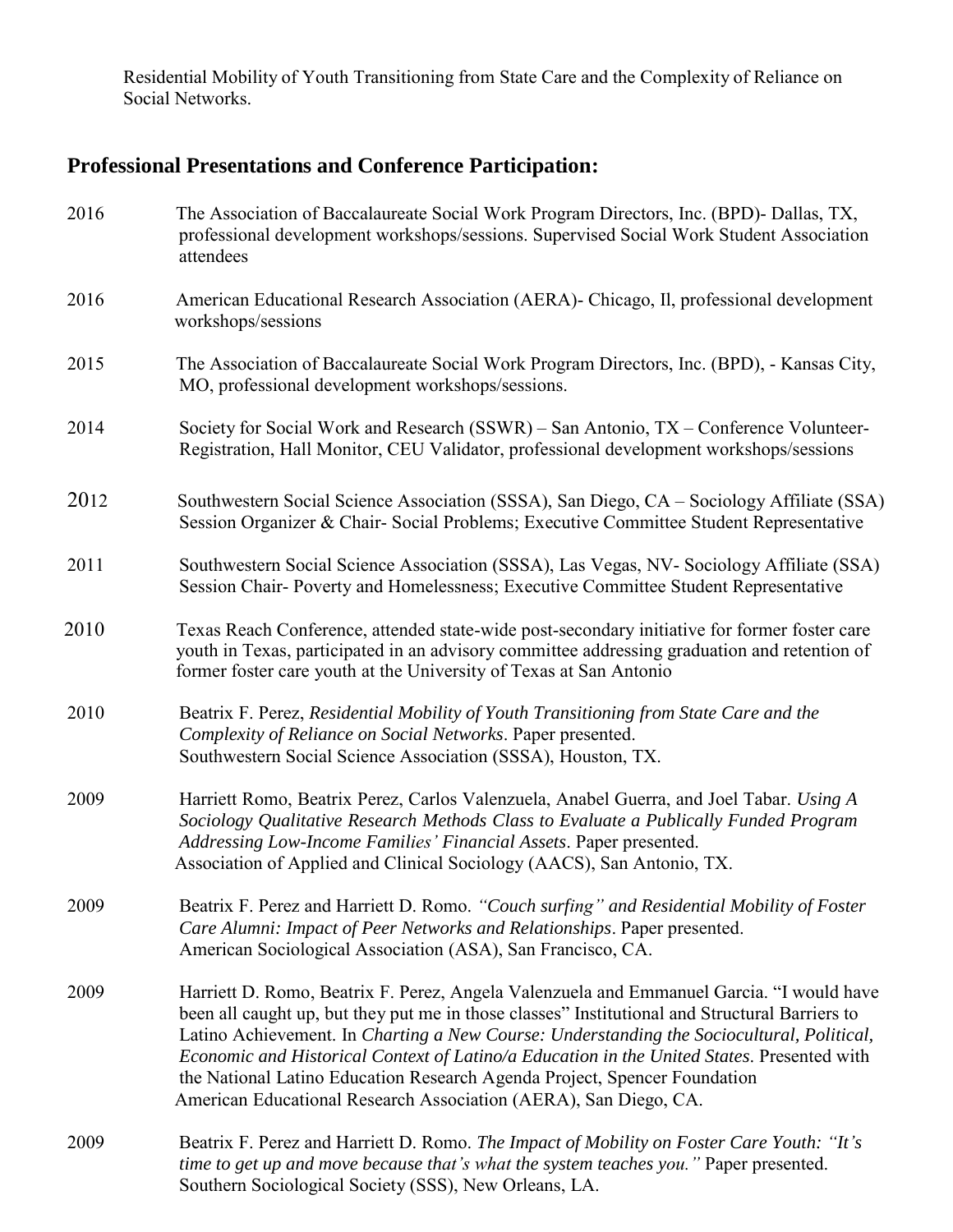Residential Mobility of Youth Transitioning from State Care and the Complexity of Reliance on Social Networks.

## Professional Presentations and Conference Participation:

2016 The Association of Baccalaureate Social Work Program Directors, Inc. (BPD)- Dallas, TX, professional development workshops/sessions. Supervised Social Work Student Association attendees

2016 American Educational Research Association (AERA)- Chicago, Il, professional development workshops/sessions

2015 The Association of Baccalaureate Social Work Program Directors, Inc. (BPD), - Kansas City, MO, professional development workshops/sessions.

2014 Society for Social Work and Research (SSWR) – San Antonio, TX – Conference Volunteer-Registration, Hall Monitor, CEU Validator, professional development workshops/sessions

2012 Southwestern Social Science Association (SSSA), San Diego, CA – Sociology Affiliate (SSA) Session Organizer & Chair- Social Problems; Executive Committee Student Representative

2011 Southwestern Social Science Association (SSSA), Las Vegas, NV- Sociology Affiliate (SSA) Session Chair- Poverty and Homelessness; Executive Committee Student Representative

2010 Texas Reach Conference, attended state-wide post-secondary initiative for former foster care youth in Texas, participated in an advisory committee addressing graduation and retention of former foster care youth at the University of Texas at San Antonio

2010 Beatrix F. Perez, *Residential Mobility of Youth Transitioning from State Care and the Complexity of Reliance on Social Networks*. Paper presented. Southwestern Social Science Association (SSSA), Houston, TX.

2009 Harriett Romo, Beatrix Perez, Carlos Valenzuela, Anabel Guerra, and Joel Tabar. *Using A Sociology Qualitative Research Methods Class to Evaluate a Publically Funded Program Addressing Low-Income Families' Financial Assets*. Paper presented. Association of Applied and Clinical Sociology (AACS), San Antonio, TX.

2009 Beatrix F. Perez and Harriett D. Romo. *"Couch surfing" and Residential Mobility of Foster Care Alumni: Impact of Peer Networks and Relationships*. Paper presented. American Sociological Association (ASA), San Francisco, CA.

2009 Harriett D. Romo, Beatrix F. Perez, Angela Valenzuela and Emmanuel Garcia. "I would have been all caught up, but they put me in those classes" Institutional and Structural Barriers to Latino Achievement. In *Charting a New Course: Understanding the Sociocultural, Political, Economic and Historical Context of Latino/a Education in the United States*. Presented with the National Latino Education Research Agenda Project, Spencer Foundation American Educational Research Association (AERA), San Diego, CA.

2009 Beatrix F. Perez and Harriett D. Romo. *The Impact of Mobility on Foster Care Youth: "It's time to get up and move because that's what the system teaches you."* Paper presented. Southern Sociological Society (SSS), New Orleans, LA.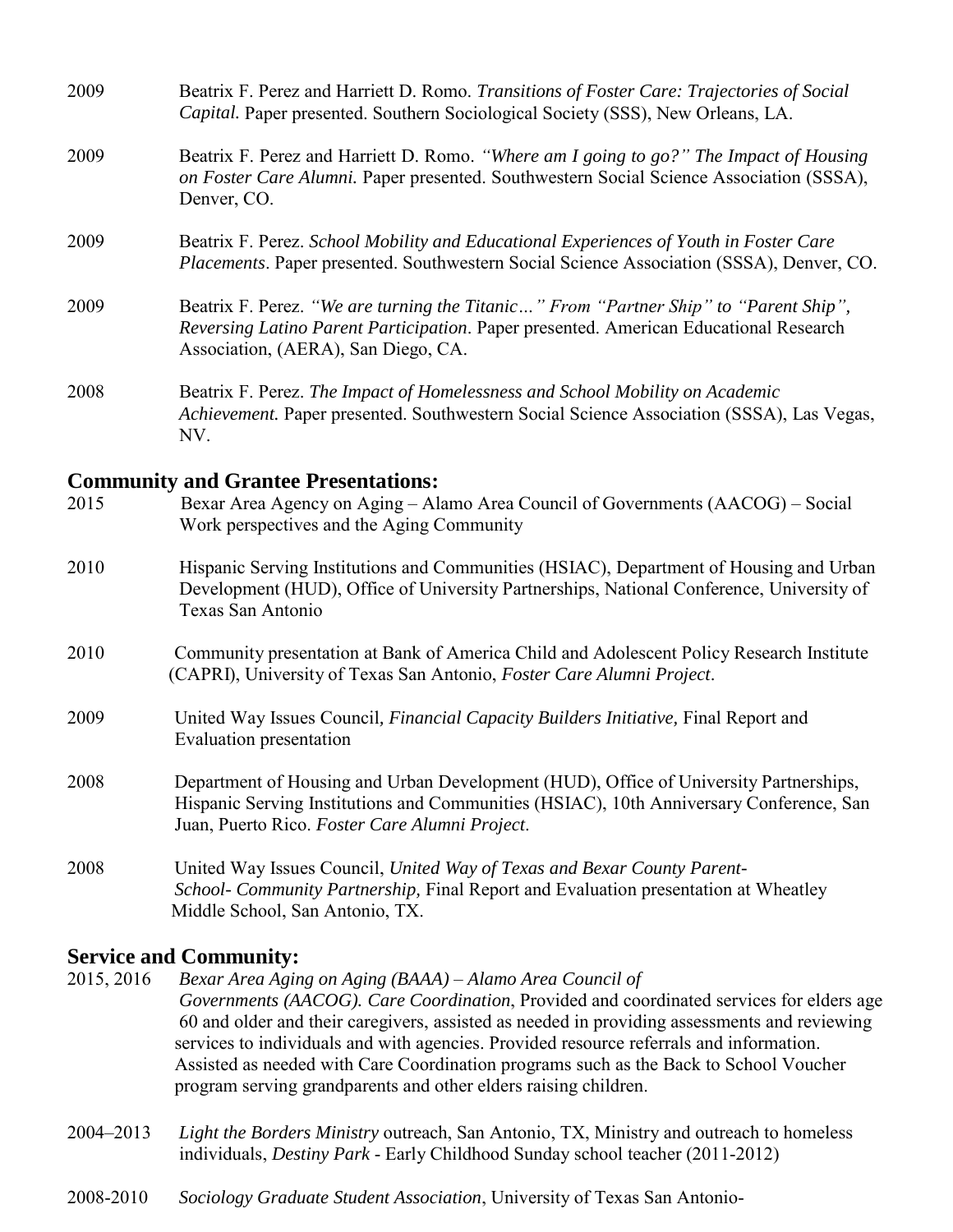2009 Beatrix F. Perez and Harriett D. Romo. *Transitions of Foster Care: Trajectories of Social Capital.* Paper presented. Southern Sociological Society (SSS), New Orleans, LA.

2009 Beatrix F. Perez and Harriett D. Romo. *"Where am I going to go?" The Impact of Housing on Foster Care Alumni.* Paper presented. Southwestern Social Science Association (SSSA), Denver, CO.

2009 Beatrix F. Perez. *School Mobility and Educational Experiences of Youth in Foster Care Placements*. Paper presented. Southwestern Social Science Association (SSSA), Denver, CO.

2009 Beatrix F. Perez. *"We are turning the Titanic…" From "Partner Ship" to "Parent Ship", Reversing Latino Parent Participation*. Paper presented. American Educational Research Association, (AERA), San Diego, CA.

2008 Beatrix F. Perez. *The Impact of Homelessness and School Mobility on Academic Achievement.* Paper presented. Southwestern Social Science Association (SSSA), Las Vegas, NV.

## Community and Grantee Presentations:

2015 Bexar Area Agency on Aging – Alamo Area Council of Governments (AACOG) – Social Work perspectives and the Aging Community

2010 Hispanic Serving Institutions and Communities (HSIAC), Department of Housing and Urban Development (HUD), Office of University Partnerships, National Conference, University of Texas San Antonio

2010 Community presentation at Bank of America Child and Adolescent Policy Research Institute (CAPRI), University of Texas San Antonio, *Foster Care Alumni Project*.

2009 United Way Issues Council*, Financial Capacity Builders Initiative,* Final Report and Evaluation presentation

2008 Department of Housing and Urban Development (HUD), Office of University Partnerships, Hispanic Serving Institutions and Communities (HSIAC), 10th Anniversary Conference, San Juan, Puerto Rico. *Foster Care Alumni Project*.

2008 United Way Issues Council, *United Way of Texas and Bexar County Parent-School- Community Partnership,* Final Report and Evaluation presentation at Wheatley Middle School, San Antonio, TX.

## Service and Community:

2015, 2016 *Bexar Area Aging on Aging (BAAA) – Alamo Area Council of Governments (AACOG). Care Coordination*, Provided and coordinated services for elders age 60 and older and their caregivers, assisted as needed in providing assessments and reviewing services to individuals and with agencies. Provided resource referrals and information. Assisted as needed with Care Coordination programs such as the Back to School Voucher program serving grandparents and other elders raising children.

2004–2013 *Light the Borders Ministry* outreach, San Antonio, TX, Ministry and outreach to homeless individuals, *Destiny Park* - Early Childhood Sunday school teacher (2011-2012)

2008-2010 *Sociology Graduate Student Association*, University of Texas San Antonio-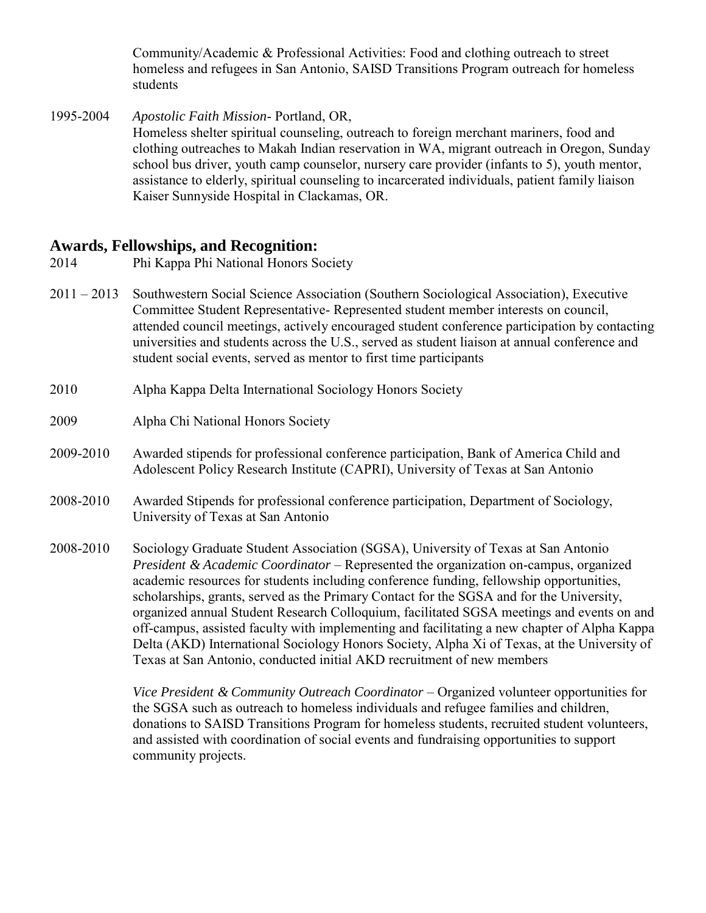Community/Academic & Professional Activities: Food and clothing outreach to street homeless and refugees in San Antonio, SAISD Transitions Program outreach for homeless students

1995-2004 *Apostolic Faith Mission*- Portland, OR,
Homeless shelter spiritual counseling, outreach to foreign merchant mariners, food and clothing outreaches to Makah Indian reservation in WA, migrant outreach in Oregon, Sunday school bus driver, youth camp counselor, nursery care provider (infants to 5), youth mentor, assistance to elderly, spiritual counseling to incarcerated individuals, patient family liaison Kaiser Sunnyside Hospital in Clackamas, OR.

## Awards, Fellowships, and Recognition:

2014 Phi Kappa Phi National Honors Society

2011 – 2013 Southwestern Social Science Association (Southern Sociological Association), Executive Committee Student Representative- Represented student member interests on council, attended council meetings, actively encouraged student conference participation by contacting universities and students across the U.S., served as student liaison at annual conference and student social events, served as mentor to first time participants

2010 Alpha Kappa Delta International Sociology Honors Society

2009 Alpha Chi National Honors Society

2009-2010 Awarded stipends for professional conference participation, Bank of America Child and Adolescent Policy Research Institute (CAPRI), University of Texas at San Antonio

2008-2010 Awarded Stipends for professional conference participation, Department of Sociology, University of Texas at San Antonio

2008-2010 Sociology Graduate Student Association (SGSA), University of Texas at San Antonio
*President & Academic Coordinator* – Represented the organization on-campus, organized academic resources for students including conference funding, fellowship opportunities, scholarships, grants, served as the Primary Contact for the SGSA and for the University, organized annual Student Research Colloquium, facilitated SGSA meetings and events on and off-campus, assisted faculty with implementing and facilitating a new chapter of Alpha Kappa Delta (AKD) International Sociology Honors Society, Alpha Xi of Texas, at the University of Texas at San Antonio, conducted initial AKD recruitment of new members

*Vice President & Community Outreach Coordinator* – Organized volunteer opportunities for the SGSA such as outreach to homeless individuals and refugee families and children, donations to SAISD Transitions Program for homeless students, recruited student volunteers, and assisted with coordination of social events and fundraising opportunities to support community projects.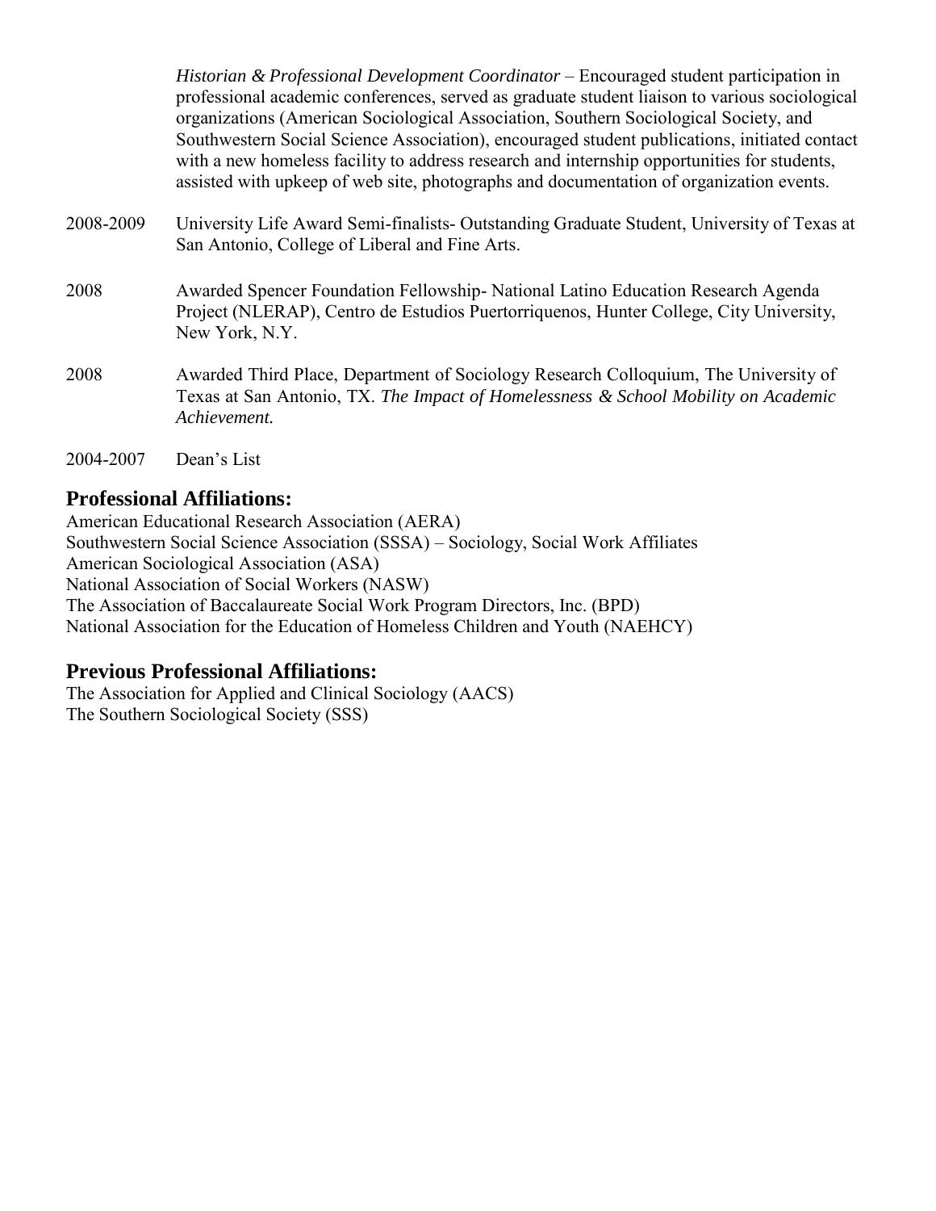*Historian & Professional Development Coordinator* – Encouraged student participation in professional academic conferences, served as graduate student liaison to various sociological organizations (American Sociological Association, Southern Sociological Society, and Southwestern Social Science Association), encouraged student publications, initiated contact with a new homeless facility to address research and internship opportunities for students, assisted with upkeep of web site, photographs and documentation of organization events.

2008-2009 University Life Award Semi-finalists- Outstanding Graduate Student, University of Texas at San Antonio, College of Liberal and Fine Arts.

2008 Awarded Spencer Foundation Fellowship- National Latino Education Research Agenda Project (NLERAP), Centro de Estudios Puertorriquenos, Hunter College, City University, New York, N.Y.

2008 Awarded Third Place, Department of Sociology Research Colloquium, The University of Texas at San Antonio, TX. *The Impact of Homelessness & School Mobility on Academic Achievement.*

2004-2007 Dean's List

## Professional Affiliations:

American Educational Research Association (AERA)
Southwestern Social Science Association (SSSA) – Sociology, Social Work Affiliates
American Sociological Association (ASA)
National Association of Social Workers (NASW)
The Association of Baccalaureate Social Work Program Directors, Inc. (BPD)
National Association for the Education of Homeless Children and Youth (NAEHCY)

## Previous Professional Affiliations:

The Association for Applied and Clinical Sociology (AACS)
The Southern Sociological Society (SSS)